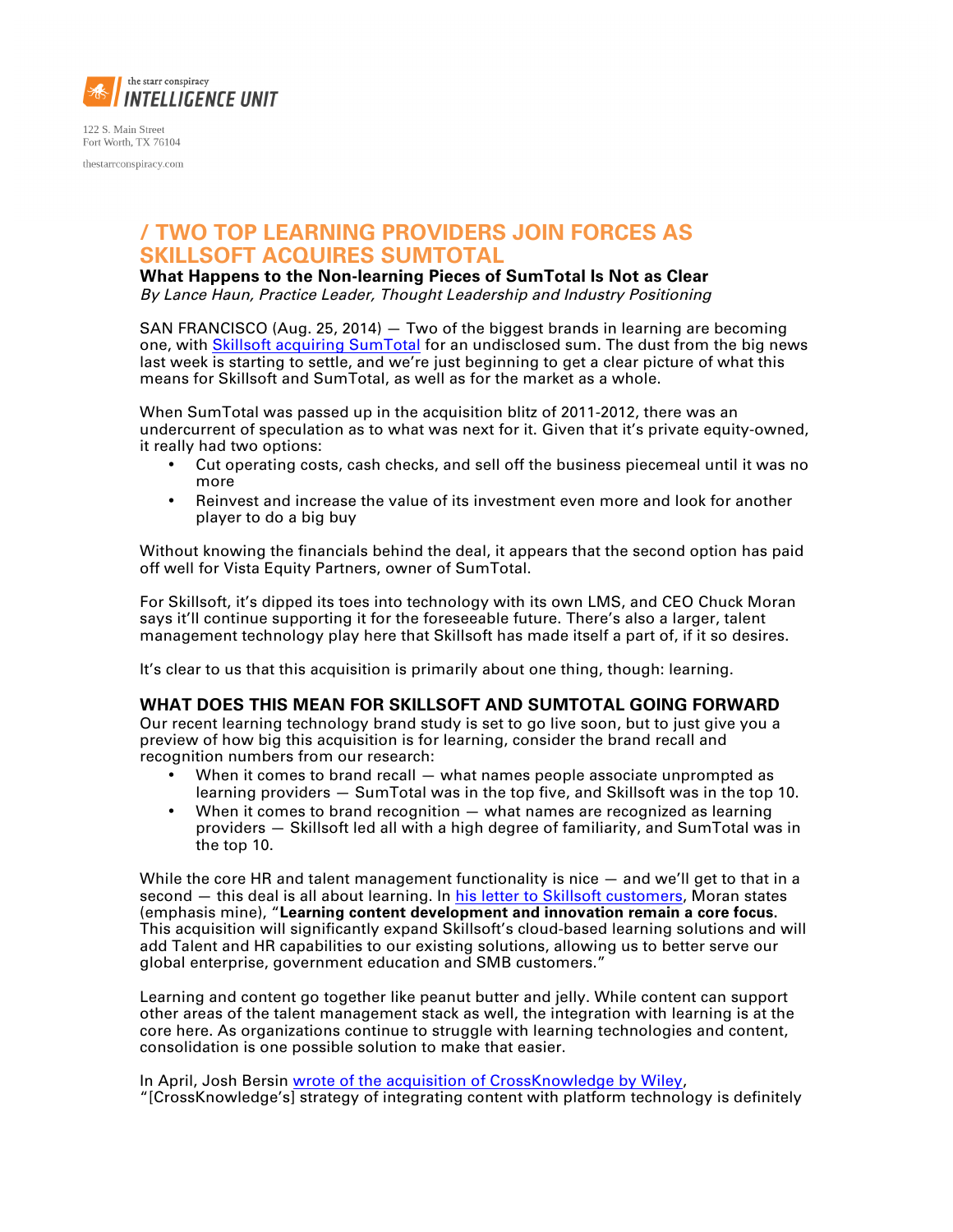the starr conspiracy
INTELLIGENCE UNIT

122 S. Main Street
Fort Worth, TX 76104

thestarrconspiracy.com

# / TWO TOP LEARNING PROVIDERS JOIN FORCES AS SKILLSOFT ACQUIRES SUMTOTAL

**What Happens to the Non-learning Pieces of SumTotal Is Not as Clear**

*By Lance Haun, Practice Leader, Thought Leadership and Industry Positioning*

SAN FRANCISCO (Aug. 25, 2014) — Two of the biggest brands in learning are becoming one, with Skillsoft acquiring SumTotal for an undisclosed sum. The dust from the big news last week is starting to settle, and we're just beginning to get a clear picture of what this means for Skillsoft and SumTotal, as well as for the market as a whole.

When SumTotal was passed up in the acquisition blitz of 2011-2012, there was an undercurrent of speculation as to what was next for it. Given that it's private equity-owned, it really had two options:

- Cut operating costs, cash checks, and sell off the business piecemeal until it was no more
- Reinvest and increase the value of its investment even more and look for another player to do a big buy

Without knowing the financials behind the deal, it appears that the second option has paid off well for Vista Equity Partners, owner of SumTotal.

For Skillsoft, it's dipped its toes into technology with its own LMS, and CEO Chuck Moran says it'll continue supporting it for the foreseeable future. There's also a larger, talent management technology play here that Skillsoft has made itself a part of, if it so desires.

It's clear to us that this acquisition is primarily about one thing, though: learning.

## WHAT DOES THIS MEAN FOR SKILLSOFT AND SUMTOTAL GOING FORWARD

Our recent learning technology brand study is set to go live soon, but to just give you a preview of how big this acquisition is for learning, consider the brand recall and recognition numbers from our research:

- When it comes to brand recall — what names people associate unprompted as learning providers — SumTotal was in the top five, and Skillsoft was in the top 10.
- When it comes to brand recognition — what names are recognized as learning providers — Skillsoft led all with a high degree of familiarity, and SumTotal was in the top 10.

While the core HR and talent management functionality is nice — and we'll get to that in a second — this deal is all about learning. In his letter to Skillsoft customers, Moran states (emphasis mine), "**Learning content development and innovation remain a core focus.** This acquisition will significantly expand Skillsoft's cloud-based learning solutions and will add Talent and HR capabilities to our existing solutions, allowing us to better serve our global enterprise, government education and SMB customers."

Learning and content go together like peanut butter and jelly. While content can support other areas of the talent management stack as well, the integration with learning is at the core here. As organizations continue to struggle with learning technologies and content, consolidation is one possible solution to make that easier.

In April, Josh Bersin wrote of the acquisition of CrossKnowledge by Wiley, "[CrossKnowledge's] strategy of integrating content with platform technology is definitely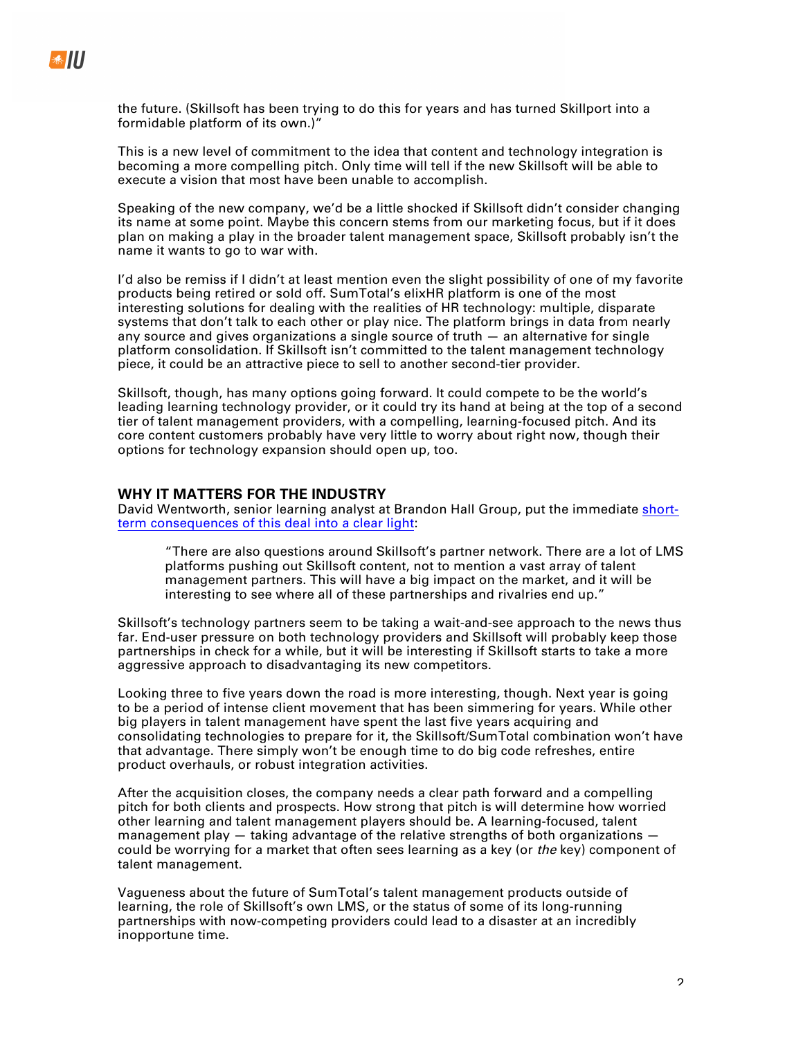the future. (Skillsoft has been trying to do this for years and has turned Skillport into a formidable platform of its own.)"

This is a new level of commitment to the idea that content and technology integration is becoming a more compelling pitch. Only time will tell if the new Skillsoft will be able to execute a vision that most have been unable to accomplish.

Speaking of the new company, we'd be a little shocked if Skillsoft didn't consider changing its name at some point. Maybe this concern stems from our marketing focus, but if it does plan on making a play in the broader talent management space, Skillsoft probably isn't the name it wants to go to war with.

I'd also be remiss if I didn't at least mention even the slight possibility of one of my favorite products being retired or sold off. SumTotal's elixHR platform is one of the most interesting solutions for dealing with the realities of HR technology: multiple, disparate systems that don't talk to each other or play nice. The platform brings in data from nearly any source and gives organizations a single source of truth — an alternative for single platform consolidation. If Skillsoft isn't committed to the talent management technology piece, it could be an attractive piece to sell to another second-tier provider.

Skillsoft, though, has many options going forward. It could compete to be the world's leading learning technology provider, or it could try its hand at being at the top of a second tier of talent management providers, with a compelling, learning-focused pitch. And its core content customers probably have very little to worry about right now, though their options for technology expansion should open up, too.

## WHY IT MATTERS FOR THE INDUSTRY

David Wentworth, senior learning analyst at Brandon Hall Group, put the immediate short-term consequences of this deal into a clear light:

> "There are also questions around Skillsoft's partner network. There are a lot of LMS platforms pushing out Skillsoft content, not to mention a vast array of talent management partners. This will have a big impact on the market, and it will be interesting to see where all of these partnerships and rivalries end up."

Skillsoft's technology partners seem to be taking a wait-and-see approach to the news thus far. End-user pressure on both technology providers and Skillsoft will probably keep those partnerships in check for a while, but it will be interesting if Skillsoft starts to take a more aggressive approach to disadvantaging its new competitors.

Looking three to five years down the road is more interesting, though. Next year is going to be a period of intense client movement that has been simmering for years. While other big players in talent management have spent the last five years acquiring and consolidating technologies to prepare for it, the Skillsoft/SumTotal combination won't have that advantage. There simply won't be enough time to do big code refreshes, entire product overhauls, or robust integration activities.

After the acquisition closes, the company needs a clear path forward and a compelling pitch for both clients and prospects. How strong that pitch is will determine how worried other learning and talent management players should be. A learning-focused, talent management play — taking advantage of the relative strengths of both organizations — could be worrying for a market that often sees learning as a key (or *the* key) component of talent management.

Vagueness about the future of SumTotal's talent management products outside of learning, the role of Skillsoft's own LMS, or the status of some of its long-running partnerships with now-competing providers could lead to a disaster at an incredibly inopportune time.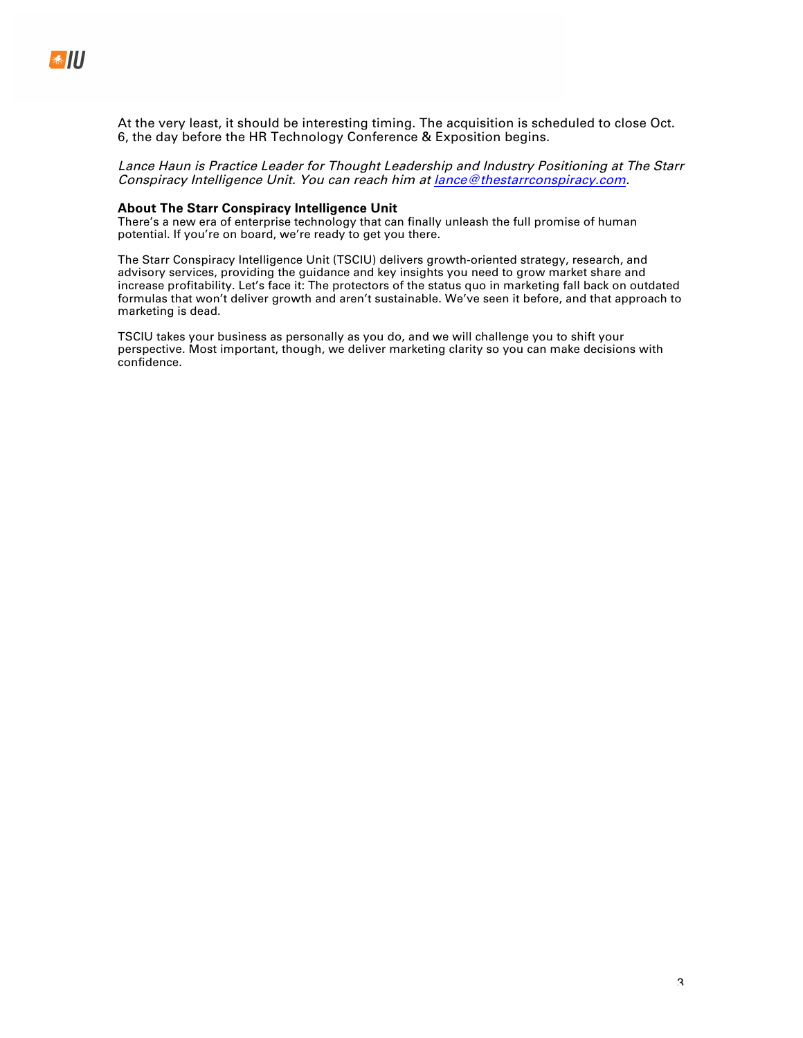At the very least, it should be interesting timing. The acquisition is scheduled to close Oct. 6, the day before the HR Technology Conference & Exposition begins.

*Lance Haun is Practice Leader for Thought Leadership and Industry Positioning at The Starr Conspiracy Intelligence Unit. You can reach him at [lance@thestarrconspiracy.com](mailto:lance@thestarrconspiracy.com).*

**About The Starr Conspiracy Intelligence Unit**
There's a new era of enterprise technology that can finally unleash the full promise of human potential. If you're on board, we're ready to get you there.

The Starr Conspiracy Intelligence Unit (TSCIU) delivers growth-oriented strategy, research, and advisory services, providing the guidance and key insights you need to grow market share and increase profitability. Let's face it: The protectors of the status quo in marketing fall back on outdated formulas that won't deliver growth and aren't sustainable. We've seen it before, and that approach to marketing is dead.

TSCIU takes your business as personally as you do, and we will challenge you to shift your perspective. Most important, though, we deliver marketing clarity so you can make decisions with confidence.